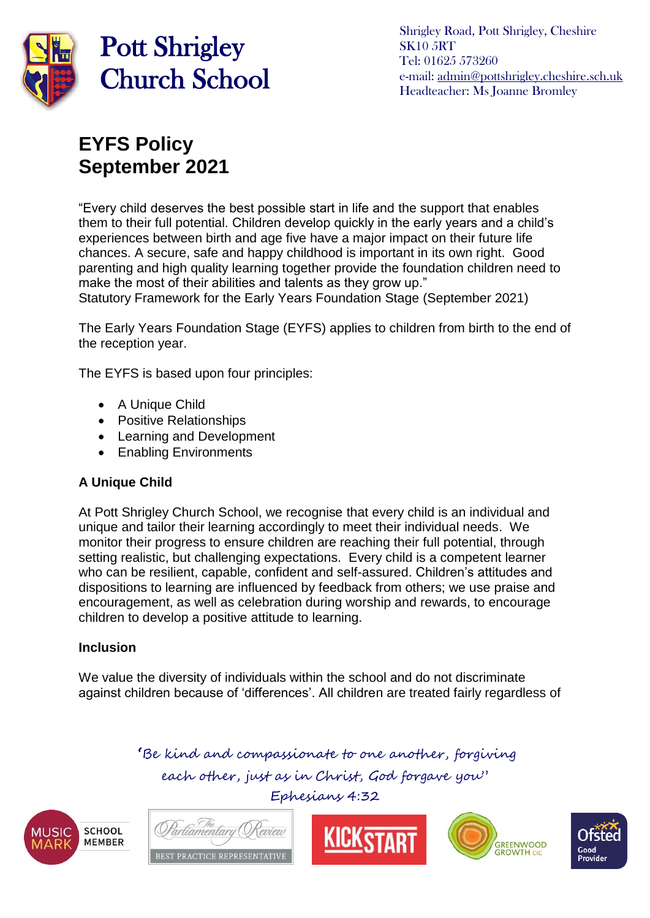Pott Shrigley Church School

Shrigley Road, Pott Shrigley, Cheshire
SK10 5RT
Tel: 01625 573260
e-mail: admin@pottshrigley.cheshire.sch.uk
Headteacher: Ms Joanne Bromley

# EYFS Policy
# September 2021

"Every child deserves the best possible start in life and the support that enables them to their full potential. Children develop quickly in the early years and a child's experiences between birth and age five have a major impact on their future life chances. A secure, safe and happy childhood is important in its own right. Good parenting and high quality learning together provide the foundation children need to make the most of their abilities and talents as they grow up."
Statutory Framework for the Early Years Foundation Stage (September 2021)

The Early Years Foundation Stage (EYFS) applies to children from birth to the end of the reception year.

The EYFS is based upon four principles:

- A Unique Child
- Positive Relationships
- Learning and Development
- Enabling Environments

**A Unique Child**

At Pott Shrigley Church School, we recognise that every child is an individual and unique and tailor their learning accordingly to meet their individual needs. We monitor their progress to ensure children are reaching their full potential, through setting realistic, but challenging expectations. Every child is a competent learner who can be resilient, capable, confident and self-assured. Children's attitudes and dispositions to learning are influenced by feedback from others; we use praise and encouragement, as well as celebration during worship and rewards, to encourage children to develop a positive attitude to learning.

**Inclusion**

We value the diversity of individuals within the school and do not discriminate against children because of 'differences'. All children are treated fairly regardless of

*'Be kind and compassionate to one another, forgiving each other, just as in Christ, God forgave you'*
*Ephesians 4:32*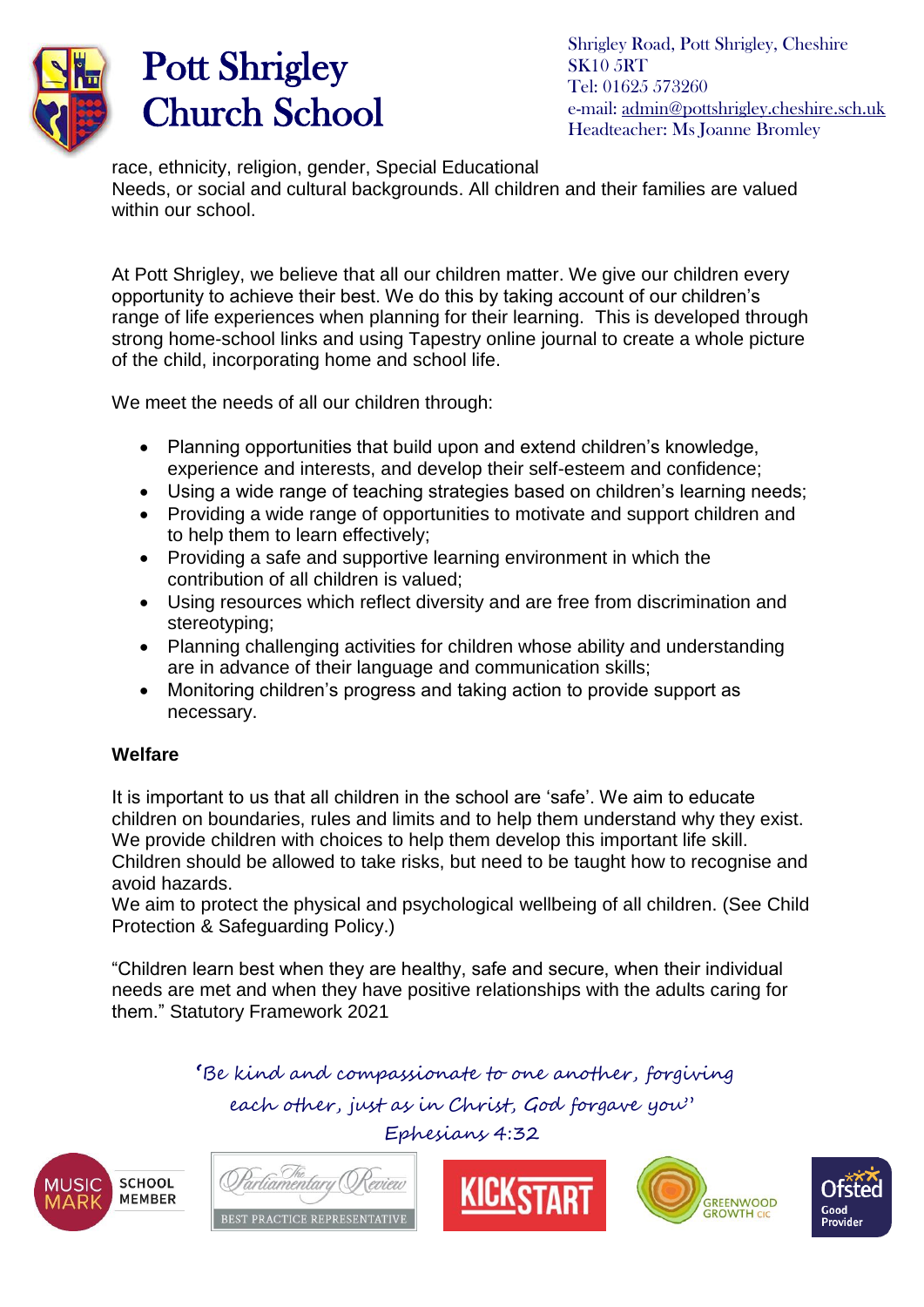race, ethnicity, religion, gender, Special Educational
Needs, or social and cultural backgrounds. All children and their families are valued within our school.

At Pott Shrigley, we believe that all our children matter. We give our children every opportunity to achieve their best. We do this by taking account of our children's range of life experiences when planning for their learning. This is developed through strong home-school links and using Tapestry online journal to create a whole picture of the child, incorporating home and school life.

We meet the needs of all our children through:

- Planning opportunities that build upon and extend children's knowledge, experience and interests, and develop their self-esteem and confidence;
- Using a wide range of teaching strategies based on children's learning needs;
- Providing a wide range of opportunities to motivate and support children and to help them to learn effectively;
- Providing a safe and supportive learning environment in which the contribution of all children is valued;
- Using resources which reflect diversity and are free from discrimination and stereotyping;
- Planning challenging activities for children whose ability and understanding are in advance of their language and communication skills;
- Monitoring children's progress and taking action to provide support as necessary.

**Welfare**

It is important to us that all children in the school are 'safe'. We aim to educate children on boundaries, rules and limits and to help them understand why they exist. We provide children with choices to help them develop this important life skill. Children should be allowed to take risks, but need to be taught how to recognise and avoid hazards.
We aim to protect the physical and psychological wellbeing of all children. (See Child Protection & Safeguarding Policy.)

"Children learn best when they are healthy, safe and secure, when their individual needs are met and when they have positive relationships with the adults caring for them." Statutory Framework 2021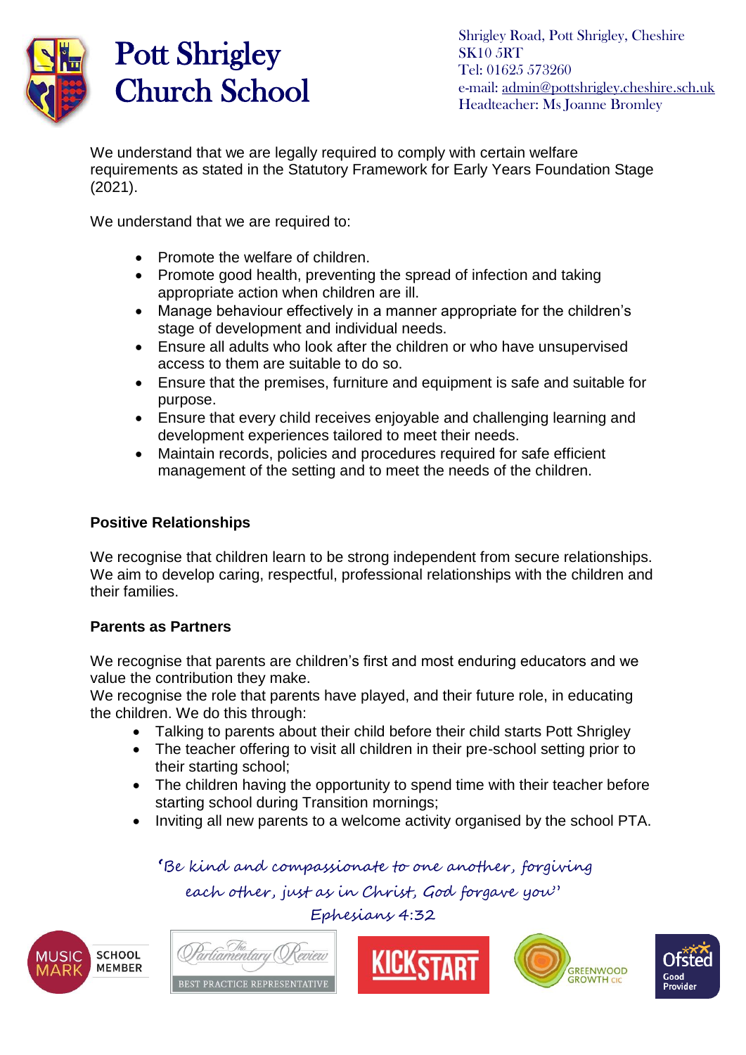We understand that we are legally required to comply with certain welfare requirements as stated in the Statutory Framework for Early Years Foundation Stage (2021).

We understand that we are required to:

- Promote the welfare of children.
- Promote good health, preventing the spread of infection and taking appropriate action when children are ill.
- Manage behaviour effectively in a manner appropriate for the children's stage of development and individual needs.
- Ensure all adults who look after the children or who have unsupervised access to them are suitable to do so.
- Ensure that the premises, furniture and equipment is safe and suitable for purpose.
- Ensure that every child receives enjoyable and challenging learning and development experiences tailored to meet their needs.
- Maintain records, policies and procedures required for safe efficient management of the setting and to meet the needs of the children.

**Positive Relationships**

We recognise that children learn to be strong independent from secure relationships. We aim to develop caring, respectful, professional relationships with the children and their families.

**Parents as Partners**

We recognise that parents are children's first and most enduring educators and we value the contribution they make.
We recognise the role that parents have played, and their future role, in educating the children. We do this through:

- Talking to parents about their child before their child starts Pott Shrigley
- The teacher offering to visit all children in their pre-school setting prior to their starting school;
- The children having the opportunity to spend time with their teacher before starting school during Transition mornings;
- Inviting all new parents to a welcome activity organised by the school PTA.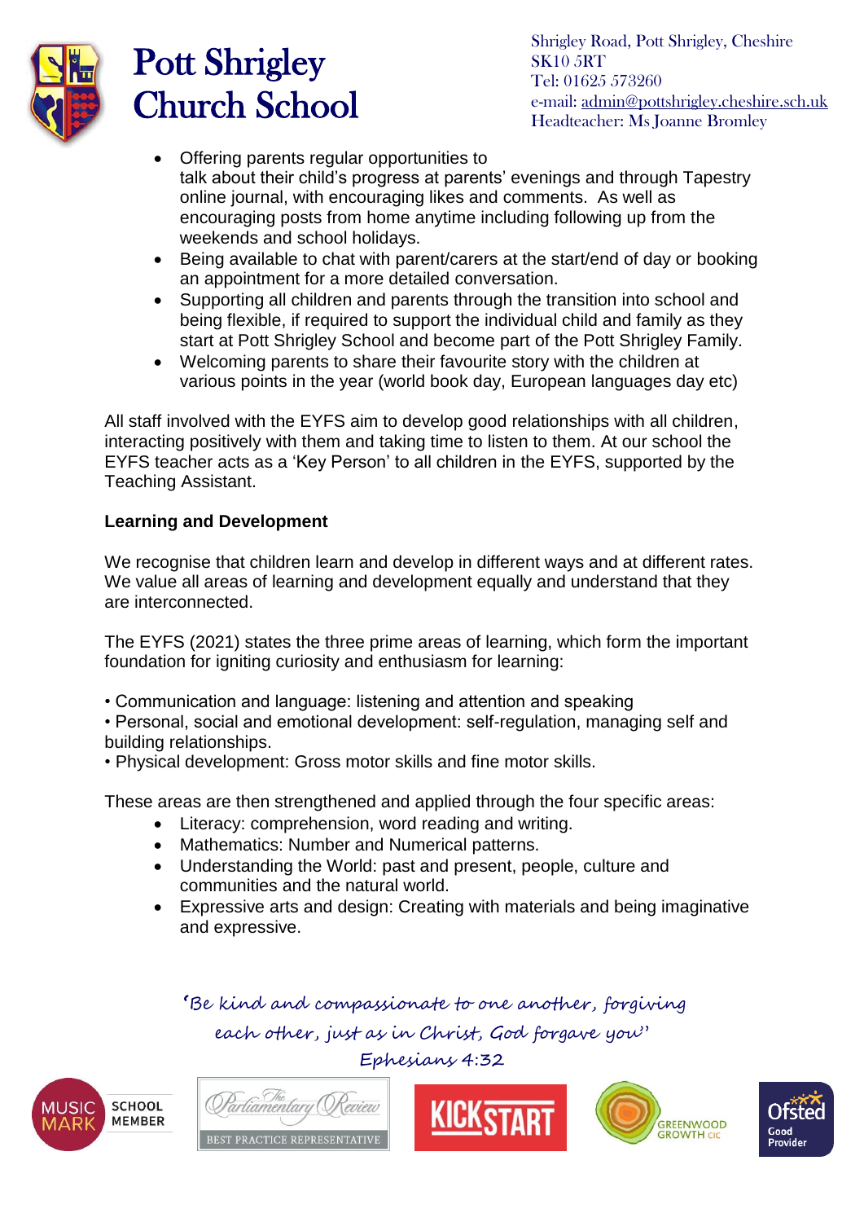- Offering parents regular opportunities to talk about their child's progress at parents' evenings and through Tapestry online journal, with encouraging likes and comments. As well as encouraging posts from home anytime including following up from the weekends and school holidays.
- Being available to chat with parent/carers at the start/end of day or booking an appointment for a more detailed conversation.
- Supporting all children and parents through the transition into school and being flexible, if required to support the individual child and family as they start at Pott Shrigley School and become part of the Pott Shrigley Family.
- Welcoming parents to share their favourite story with the children at various points in the year (world book day, European languages day etc)

All staff involved with the EYFS aim to develop good relationships with all children, interacting positively with them and taking time to listen to them. At our school the EYFS teacher acts as a 'Key Person' to all children in the EYFS, supported by the Teaching Assistant.

**Learning and Development**

We recognise that children learn and develop in different ways and at different rates. We value all areas of learning and development equally and understand that they are interconnected.

The EYFS (2021) states the three prime areas of learning, which form the important foundation for igniting curiosity and enthusiasm for learning:

- Communication and language: listening and attention and speaking
- Personal, social and emotional development: self-regulation, managing self and building relationships.
- Physical development: Gross motor skills and fine motor skills.

These areas are then strengthened and applied through the four specific areas:

- Literacy: comprehension, word reading and writing.
- Mathematics: Number and Numerical patterns.
- Understanding the World: past and present, people, culture and communities and the natural world.
- Expressive arts and design: Creating with materials and being imaginative and expressive.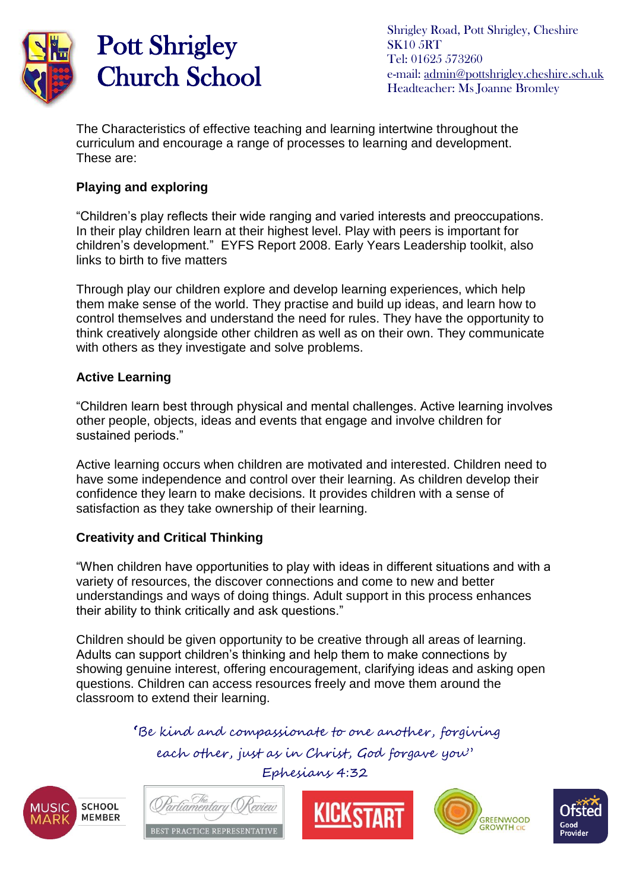The Characteristics of effective teaching and learning intertwine throughout the curriculum and encourage a range of processes to learning and development. These are:

**Playing and exploring**

"Children's play reflects their wide ranging and varied interests and preoccupations. In their play children learn at their highest level. Play with peers is important for children's development." EYFS Report 2008. Early Years Leadership toolkit, also links to birth to five matters

Through play our children explore and develop learning experiences, which help them make sense of the world. They practise and build up ideas, and learn how to control themselves and understand the need for rules. They have the opportunity to think creatively alongside other children as well as on their own. They communicate with others as they investigate and solve problems.

**Active Learning**

"Children learn best through physical and mental challenges. Active learning involves other people, objects, ideas and events that engage and involve children for sustained periods."

Active learning occurs when children are motivated and interested. Children need to have some independence and control over their learning. As children develop their confidence they learn to make decisions. It provides children with a sense of satisfaction as they take ownership of their learning.

**Creativity and Critical Thinking**

"When children have opportunities to play with ideas in different situations and with a variety of resources, the discover connections and come to new and better understandings and ways of doing things. Adult support in this process enhances their ability to think critically and ask questions."

Children should be given opportunity to be creative through all areas of learning. Adults can support children's thinking and help them to make connections by showing genuine interest, offering encouragement, clarifying ideas and asking open questions. Children can access resources freely and move them around the classroom to extend their learning.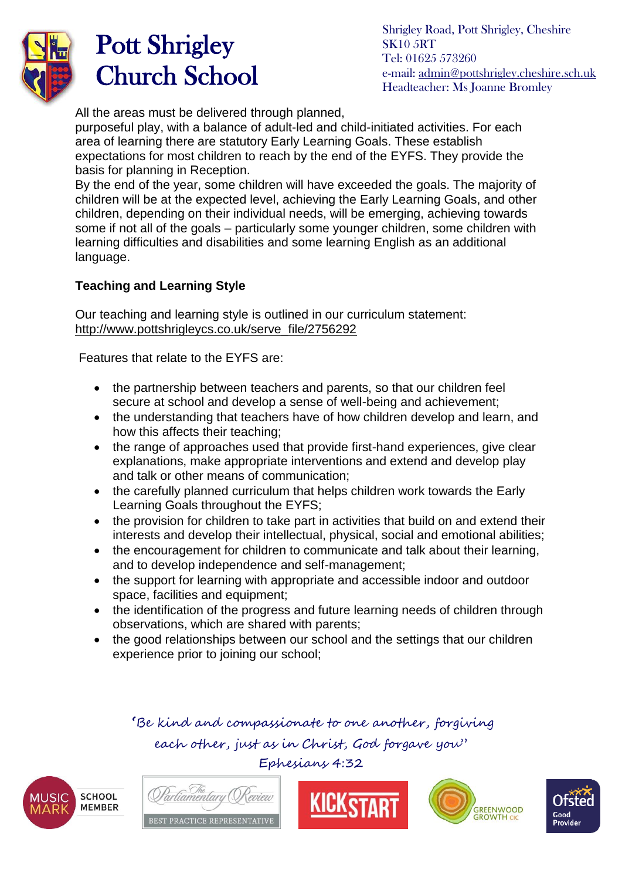All the areas must be delivered through planned, purposeful play, with a balance of adult-led and child-initiated activities. For each area of learning there are statutory Early Learning Goals. These establish expectations for most children to reach by the end of the EYFS. They provide the basis for planning in Reception.
By the end of the year, some children will have exceeded the goals. The majority of children will be at the expected level, achieving the Early Learning Goals, and other children, depending on their individual needs, will be emerging, achieving towards some if not all of the goals – particularly some younger children, some children with learning difficulties and disabilities and some learning English as an additional language.

**Teaching and Learning Style**

Our teaching and learning style is outlined in our curriculum statement: http://www.pottshrigleycs.co.uk/serve_file/2756292

Features that relate to the EYFS are:

- the partnership between teachers and parents, so that our children feel secure at school and develop a sense of well-being and achievement;
- the understanding that teachers have of how children develop and learn, and how this affects their teaching;
- the range of approaches used that provide first-hand experiences, give clear explanations, make appropriate interventions and extend and develop play and talk or other means of communication;
- the carefully planned curriculum that helps children work towards the Early Learning Goals throughout the EYFS;
- the provision for children to take part in activities that build on and extend their interests and develop their intellectual, physical, social and emotional abilities;
- the encouragement for children to communicate and talk about their learning, and to develop independence and self-management;
- the support for learning with appropriate and accessible indoor and outdoor space, facilities and equipment;
- the identification of the progress and future learning needs of children through observations, which are shared with parents;
- the good relationships between our school and the settings that our children experience prior to joining our school;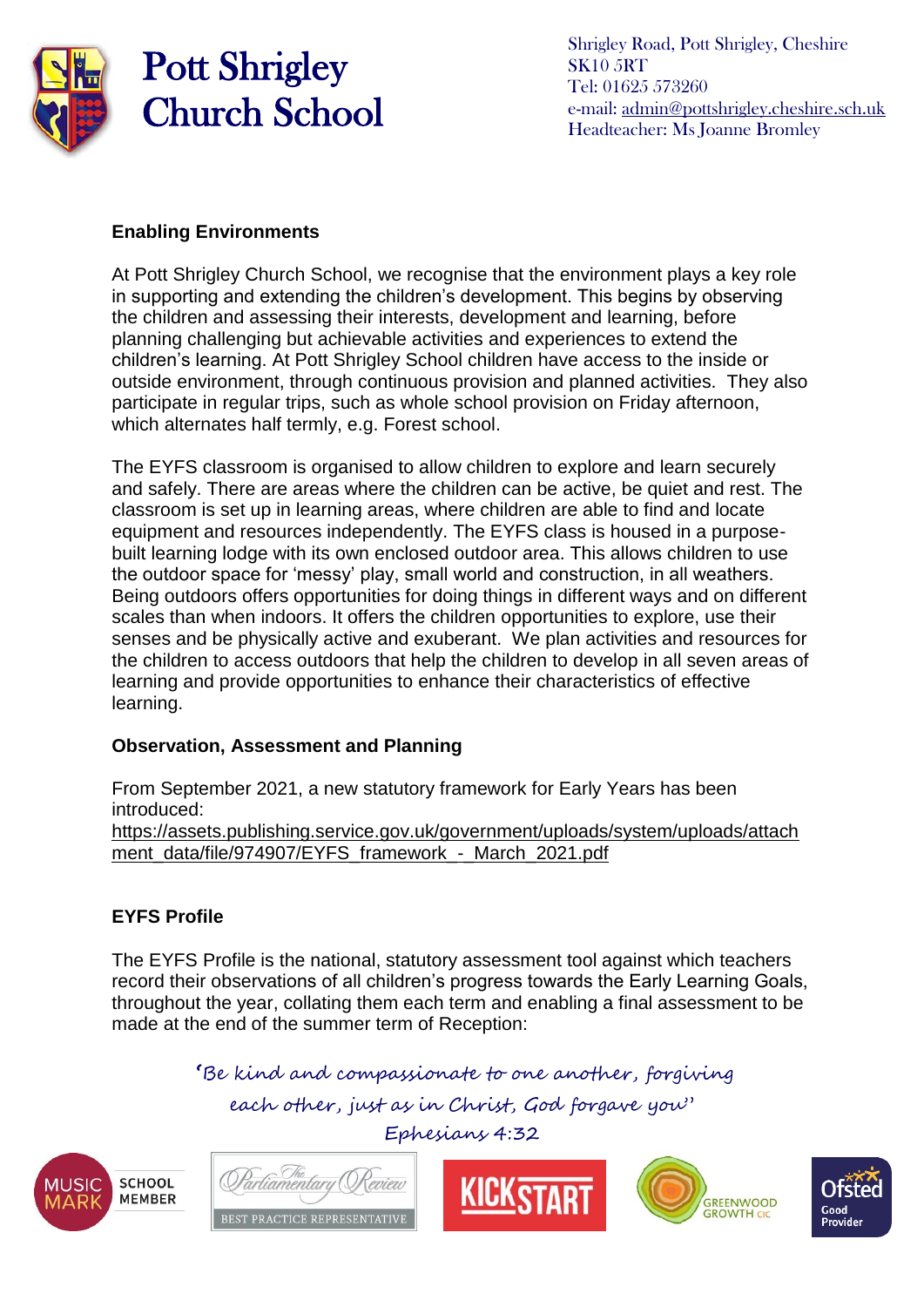# Pott Shrigley Church School

Shrigley Road, Pott Shrigley, Cheshire
SK10 5RT
Tel: 01625 573260
e-mail: admin@pottshrigley.cheshire.sch.uk
Headteacher: Ms Joanne Bromley

## Enabling Environments

At Pott Shrigley Church School, we recognise that the environment plays a key role in supporting and extending the children's development. This begins by observing the children and assessing their interests, development and learning, before planning challenging but achievable activities and experiences to extend the children's learning. At Pott Shrigley School children have access to the inside or outside environment, through continuous provision and planned activities. They also participate in regular trips, such as whole school provision on Friday afternoon, which alternates half termly, e.g. Forest school.

The EYFS classroom is organised to allow children to explore and learn securely and safely. There are areas where the children can be active, be quiet and rest. The classroom is set up in learning areas, where children are able to find and locate equipment and resources independently. The EYFS class is housed in a purpose-built learning lodge with its own enclosed outdoor area. This allows children to use the outdoor space for 'messy' play, small world and construction, in all weathers. Being outdoors offers opportunities for doing things in different ways and on different scales than when indoors. It offers the children opportunities to explore, use their senses and be physically active and exuberant. We plan activities and resources for the children to access outdoors that help the children to develop in all seven areas of learning and provide opportunities to enhance their characteristics of effective learning.

## Observation, Assessment and Planning

From September 2021, a new statutory framework for Early Years has been introduced:
https://assets.publishing.service.gov.uk/government/uploads/system/uploads/attachment_data/file/974907/EYFS_framework_-_March_2021.pdf

## EYFS Profile

The EYFS Profile is the national, statutory assessment tool against which teachers record their observations of all children's progress towards the Early Learning Goals, throughout the year, collating them each term and enabling a final assessment to be made at the end of the summer term of Reception:

*'Be kind and compassionate to one another, forgiving each other, just as in Christ, God forgave you'*
*Ephesians 4:32*

MUSIC MARK SCHOOL MEMBER | The Parliamentary Review BEST PRACTICE REPRESENTATIVE | KICKSTART | GREENWOOD GROWTH CIC | Ofsted Good Provider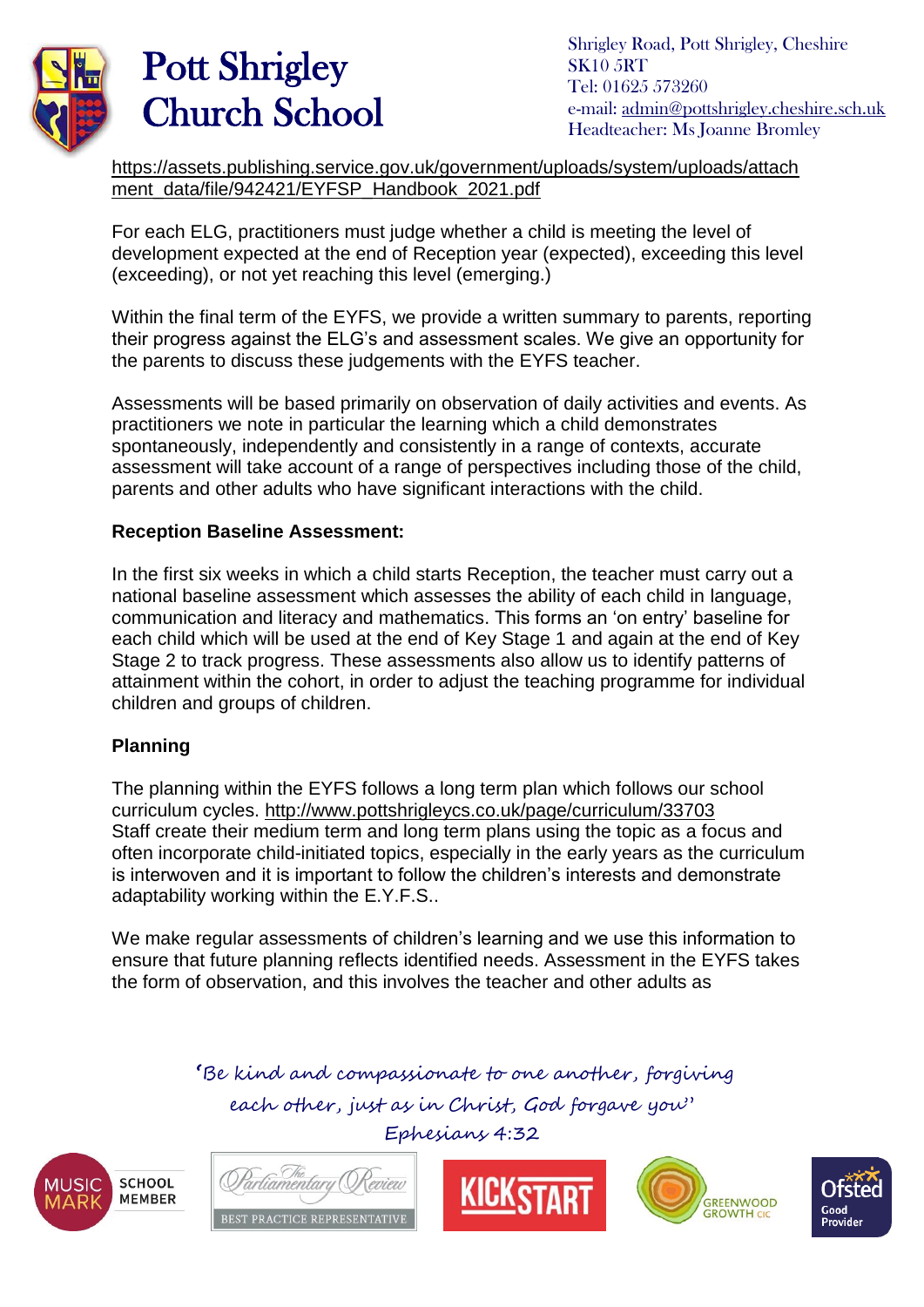https://assets.publishing.service.gov.uk/government/uploads/system/uploads/attachment_data/file/942421/EYFSP_Handbook_2021.pdf

For each ELG, practitioners must judge whether a child is meeting the level of development expected at the end of Reception year (expected), exceeding this level (exceeding), or not yet reaching this level (emerging.)

Within the final term of the EYFS, we provide a written summary to parents, reporting their progress against the ELG's and assessment scales. We give an opportunity for the parents to discuss these judgements with the EYFS teacher.

Assessments will be based primarily on observation of daily activities and events. As practitioners we note in particular the learning which a child demonstrates spontaneously, independently and consistently in a range of contexts, accurate assessment will take account of a range of perspectives including those of the child, parents and other adults who have significant interactions with the child.

**Reception Baseline Assessment:**

In the first six weeks in which a child starts Reception, the teacher must carry out a national baseline assessment which assesses the ability of each child in language, communication and literacy and mathematics. This forms an 'on entry' baseline for each child which will be used at the end of Key Stage 1 and again at the end of Key Stage 2 to track progress. These assessments also allow us to identify patterns of attainment within the cohort, in order to adjust the teaching programme for individual children and groups of children.

**Planning**

The planning within the EYFS follows a long term plan which follows our school curriculum cycles. http://www.pottshrigleycs.co.uk/page/curriculum/33703
Staff create their medium term and long term plans using the topic as a focus and often incorporate child-initiated topics, especially in the early years as the curriculum is interwoven and it is important to follow the children's interests and demonstrate adaptability working within the E.Y.F.S..

We make regular assessments of children's learning and we use this information to ensure that future planning reflects identified needs. Assessment in the EYFS takes the form of observation, and this involves the teacher and other adults as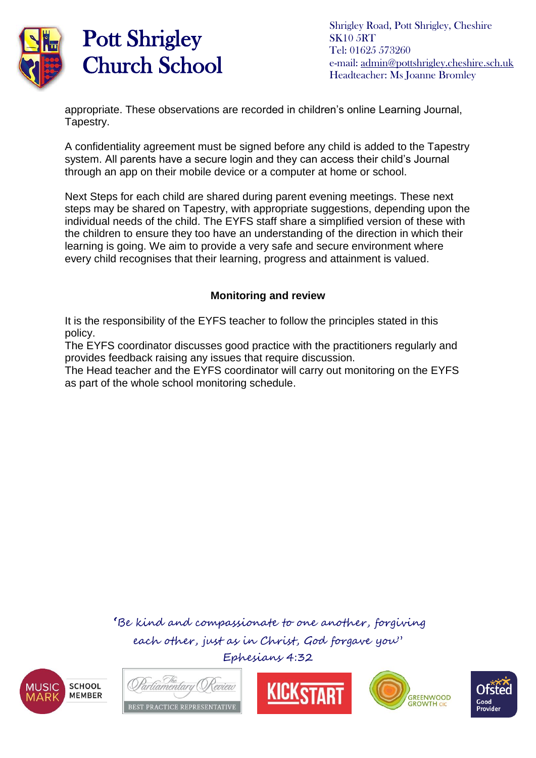appropriate. These observations are recorded in children's online Learning Journal, Tapestry.

A confidentiality agreement must be signed before any child is added to the Tapestry system. All parents have a secure login and they can access their child's Journal through an app on their mobile device or a computer at home or school.

Next Steps for each child are shared during parent evening meetings. These next steps may be shared on Tapestry, with appropriate suggestions, depending upon the individual needs of the child. The EYFS staff share a simplified version of these with the children to ensure they too have an understanding of the direction in which their learning is going. We aim to provide a very safe and secure environment where every child recognises that their learning, progress and attainment is valued.

**Monitoring and review**

It is the responsibility of the EYFS teacher to follow the principles stated in this policy.
The EYFS coordinator discusses good practice with the practitioners regularly and provides feedback raising any issues that require discussion.
The Head teacher and the EYFS coordinator will carry out monitoring on the EYFS as part of the whole school monitoring schedule.